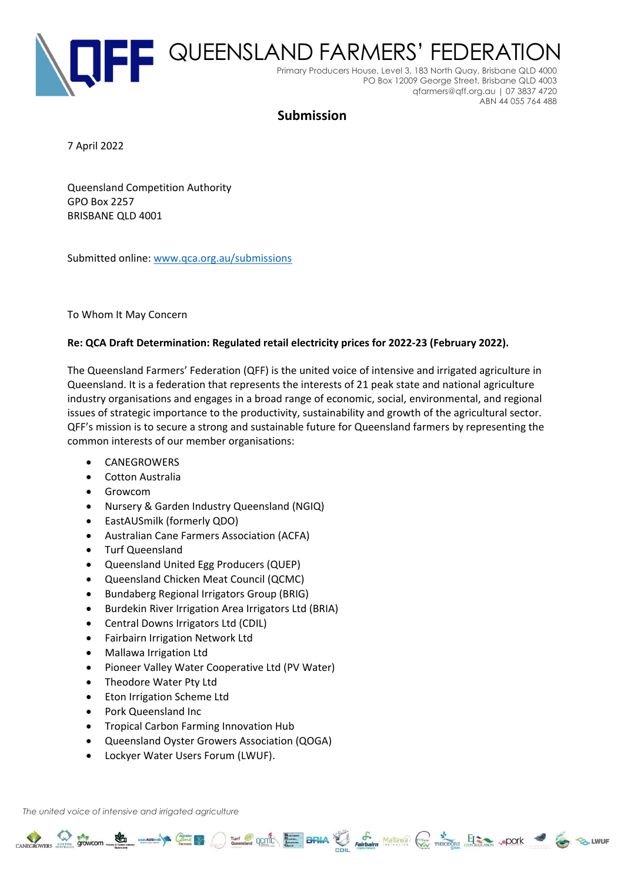# QUEENSLAND FARMERS' FEDERATION

Primary Producers House, Level 3, 183 North Quay, Brisbane QLD 4000
PO Box 12009 George Street, Brisbane QLD 4003
qfarmers@qff.org.au | 07 3837 4720
ABN 44 055 764 488

## Submission

7 April 2022

Queensland Competition Authority
GPO Box 2257
BRISBANE QLD 4001

Submitted online: www.qca.org.au/submissions

To Whom It May Concern

**Re: QCA Draft Determination: Regulated retail electricity prices for 2022-23 (February 2022).**

The Queensland Farmers' Federation (QFF) is the united voice of intensive and irrigated agriculture in Queensland. It is a federation that represents the interests of 21 peak state and national agriculture industry organisations and engages in a broad range of economic, social, environmental, and regional issues of strategic importance to the productivity, sustainability and growth of the agricultural sector. QFF's mission is to secure a strong and sustainable future for Queensland farmers by representing the common interests of our member organisations:

- CANEGROWERS
- Cotton Australia
- Growcom
- Nursery & Garden Industry Queensland (NGIQ)
- EastAUSmilk (formerly QDO)
- Australian Cane Farmers Association (ACFA)
- Turf Queensland
- Queensland United Egg Producers (QUEP)
- Queensland Chicken Meat Council (QCMC)
- Bundaberg Regional Irrigators Group (BRIG)
- Burdekin River Irrigation Area Irrigators Ltd (BRIA)
- Central Downs Irrigators Ltd (CDIL)
- Fairbairn Irrigation Network Ltd
- Mallawa Irrigation Ltd
- Pioneer Valley Water Cooperative Ltd (PV Water)
- Theodore Water Pty Ltd
- Eton Irrigation Scheme Ltd
- Pork Queensland Inc
- Tropical Carbon Farming Innovation Hub
- Queensland Oyster Growers Association (QOGA)
- Lockyer Water Users Forum (LWUF).

*The united voice of intensive and irrigated agriculture*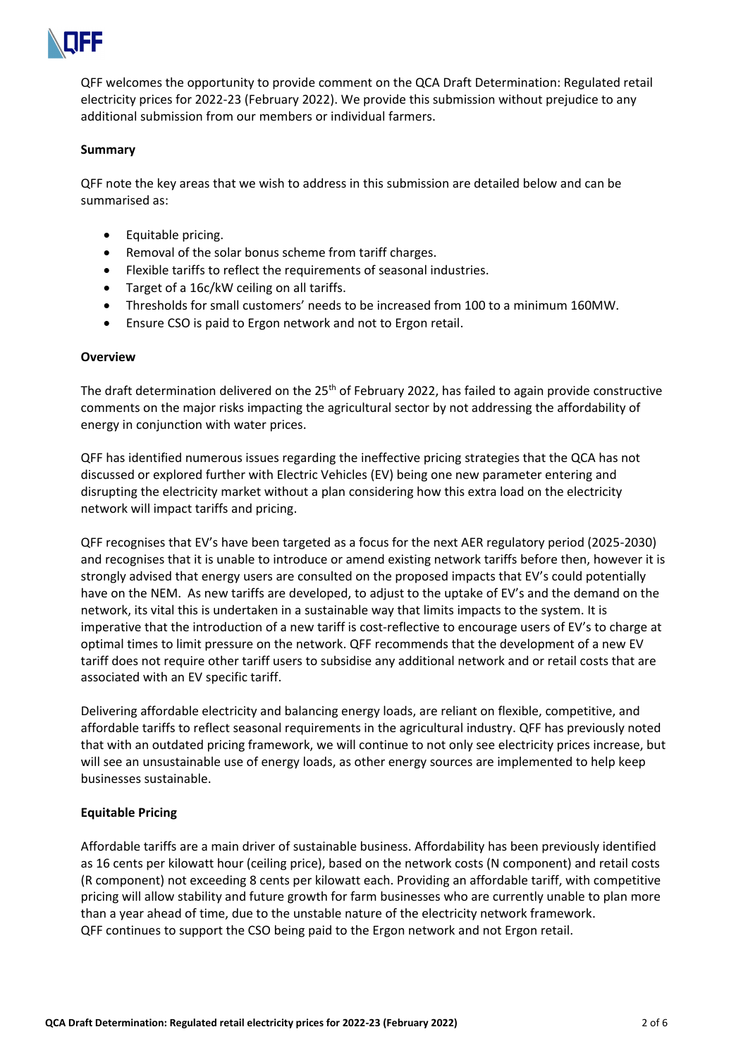QFF welcomes the opportunity to provide comment on the QCA Draft Determination: Regulated retail electricity prices for 2022-23 (February 2022). We provide this submission without prejudice to any additional submission from our members or individual farmers.

**Summary**

QFF note the key areas that we wish to address in this submission are detailed below and can be summarised as:

- Equitable pricing.
- Removal of the solar bonus scheme from tariff charges.
- Flexible tariffs to reflect the requirements of seasonal industries.
- Target of a 16c/kW ceiling on all tariffs.
- Thresholds for small customers' needs to be increased from 100 to a minimum 160MW.
- Ensure CSO is paid to Ergon network and not to Ergon retail.

**Overview**

The draft determination delivered on the 25th of February 2022, has failed to again provide constructive comments on the major risks impacting the agricultural sector by not addressing the affordability of energy in conjunction with water prices.

QFF has identified numerous issues regarding the ineffective pricing strategies that the QCA has not discussed or explored further with Electric Vehicles (EV) being one new parameter entering and disrupting the electricity market without a plan considering how this extra load on the electricity network will impact tariffs and pricing.

QFF recognises that EV's have been targeted as a focus for the next AER regulatory period (2025-2030) and recognises that it is unable to introduce or amend existing network tariffs before then, however it is strongly advised that energy users are consulted on the proposed impacts that EV's could potentially have on the NEM. As new tariffs are developed, to adjust to the uptake of EV's and the demand on the network, its vital this is undertaken in a sustainable way that limits impacts to the system. It is imperative that the introduction of a new tariff is cost-reflective to encourage users of EV's to charge at optimal times to limit pressure on the network. QFF recommends that the development of a new EV tariff does not require other tariff users to subsidise any additional network and or retail costs that are associated with an EV specific tariff.

Delivering affordable electricity and balancing energy loads, are reliant on flexible, competitive, and affordable tariffs to reflect seasonal requirements in the agricultural industry. QFF has previously noted that with an outdated pricing framework, we will continue to not only see electricity prices increase, but will see an unsustainable use of energy loads, as other energy sources are implemented to help keep businesses sustainable.

**Equitable Pricing**

Affordable tariffs are a main driver of sustainable business. Affordability has been previously identified as 16 cents per kilowatt hour (ceiling price), based on the network costs (N component) and retail costs (R component) not exceeding 8 cents per kilowatt each. Providing an affordable tariff, with competitive pricing will allow stability and future growth for farm businesses who are currently unable to plan more than a year ahead of time, due to the unstable nature of the electricity network framework.
QFF continues to support the CSO being paid to the Ergon network and not Ergon retail.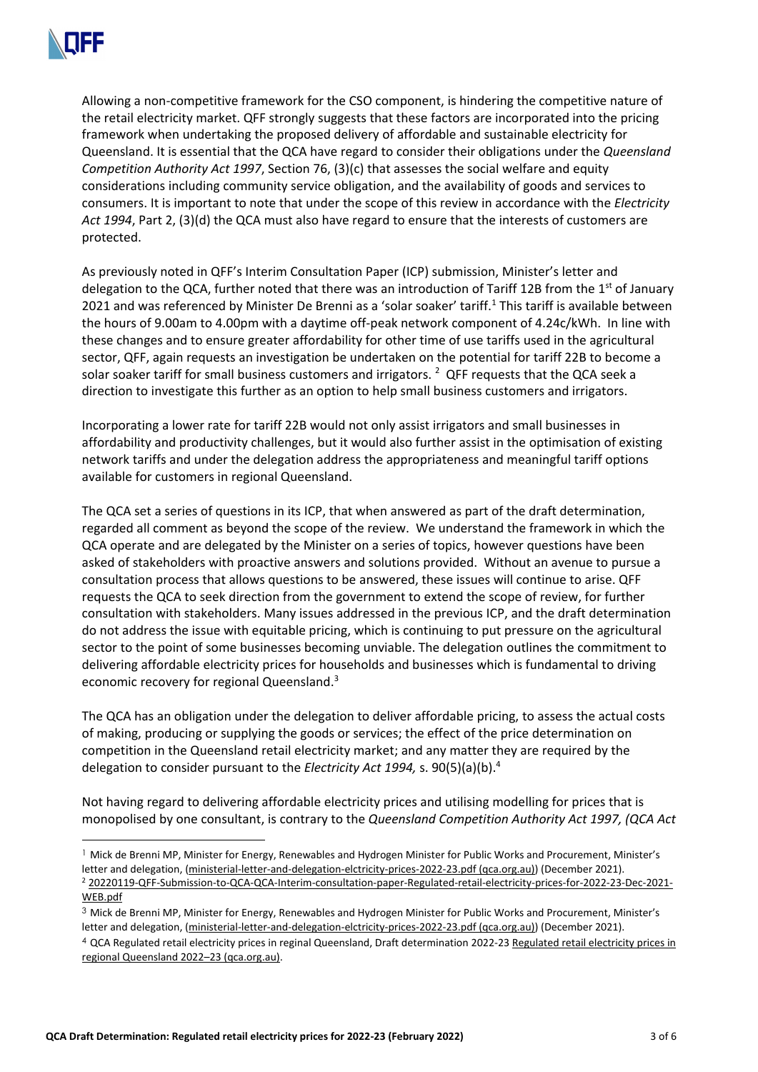Allowing a non-competitive framework for the CSO component, is hindering the competitive nature of the retail electricity market. QFF strongly suggests that these factors are incorporated into the pricing framework when undertaking the proposed delivery of affordable and sustainable electricity for Queensland. It is essential that the QCA have regard to consider their obligations under the *Queensland Competition Authority Act 1997*, Section 76, (3)(c) that assesses the social welfare and equity considerations including community service obligation, and the availability of goods and services to consumers. It is important to note that under the scope of this review in accordance with the *Electricity Act 1994*, Part 2, (3)(d) the QCA must also have regard to ensure that the interests of customers are protected.

As previously noted in QFF's Interim Consultation Paper (ICP) submission, Minister's letter and delegation to the QCA, further noted that there was an introduction of Tariff 12B from the 1st of January 2021 and was referenced by Minister De Brenni as a 'solar soaker' tariff.[1] This tariff is available between the hours of 9.00am to 4.00pm with a daytime off-peak network component of 4.24c/kWh. In line with these changes and to ensure greater affordability for other time of use tariffs used in the agricultural sector, QFF, again requests an investigation be undertaken on the potential for tariff 22B to become a solar soaker tariff for small business customers and irrigators.[2] QFF requests that the QCA seek a direction to investigate this further as an option to help small business customers and irrigators.

Incorporating a lower rate for tariff 22B would not only assist irrigators and small businesses in affordability and productivity challenges, but it would also further assist in the optimisation of existing network tariffs and under the delegation address the appropriateness and meaningful tariff options available for customers in regional Queensland.

The QCA set a series of questions in its ICP, that when answered as part of the draft determination, regarded all comment as beyond the scope of the review. We understand the framework in which the QCA operate and are delegated by the Minister on a series of topics, however questions have been asked of stakeholders with proactive answers and solutions provided. Without an avenue to pursue a consultation process that allows questions to be answered, these issues will continue to arise. QFF requests the QCA to seek direction from the government to extend the scope of review, for further consultation with stakeholders. Many issues addressed in the previous ICP, and the draft determination do not address the issue with equitable pricing, which is continuing to put pressure on the agricultural sector to the point of some businesses becoming unviable. The delegation outlines the commitment to delivering affordable electricity prices for households and businesses which is fundamental to driving economic recovery for regional Queensland.[3]

The QCA has an obligation under the delegation to deliver affordable pricing, to assess the actual costs of making, producing or supplying the goods or services; the effect of the price determination on competition in the Queensland retail electricity market; and any matter they are required by the delegation to consider pursuant to the *Electricity Act 1994,* s. 90(5)(a)(b).[4]

Not having regard to delivering affordable electricity prices and utilising modelling for prices that is monopolised by one consultant, is contrary to the *Queensland Competition Authority Act 1997, (QCA Act*

---

[1] Mick de Brenni MP, Minister for Energy, Renewables and Hydrogen Minister for Public Works and Procurement, Minister's letter and delegation, (ministerial-letter-and-delegation-elctricity-prices-2022-23.pdf (qca.org.au)) (December 2021).

[2] 20220119-QFF-Submission-to-QCA-QCA-Interim-consultation-paper-Regulated-retail-electricity-prices-for-2022-23-Dec-2021-WEB.pdf

[3] Mick de Brenni MP, Minister for Energy, Renewables and Hydrogen Minister for Public Works and Procurement, Minister's letter and delegation, (ministerial-letter-and-delegation-elctricity-prices-2022-23.pdf (qca.org.au)) (December 2021).

[4] QCA Regulated retail electricity prices in reginal Queensland, Draft determination 2022-23 Regulated retail electricity prices in regional Queensland 2022–23 (qca.org.au).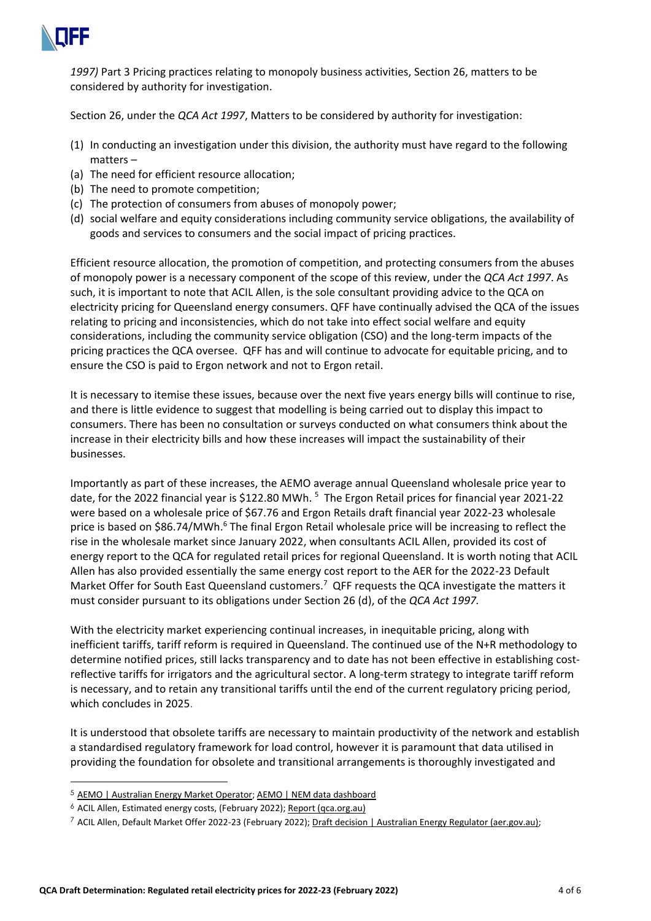*1997)* Part 3 Pricing practices relating to monopoly business activities, Section 26, matters to be considered by authority for investigation.

Section 26, under the *QCA Act 1997*, Matters to be considered by authority for investigation:

(1) In conducting an investigation under this division, the authority must have regard to the following matters –
(a) The need for efficient resource allocation;
(b) The need to promote competition;
(c) The protection of consumers from abuses of monopoly power;
(d) social welfare and equity considerations including community service obligations, the availability of goods and services to consumers and the social impact of pricing practices.

Efficient resource allocation, the promotion of competition, and protecting consumers from the abuses of monopoly power is a necessary component of the scope of this review, under the *QCA Act 1997*. As such, it is important to note that ACIL Allen, is the sole consultant providing advice to the QCA on electricity pricing for Queensland energy consumers. QFF have continually advised the QCA of the issues relating to pricing and inconsistencies, which do not take into effect social welfare and equity considerations, including the community service obligation (CSO) and the long-term impacts of the pricing practices the QCA oversee. QFF has and will continue to advocate for equitable pricing, and to ensure the CSO is paid to Ergon network and not to Ergon retail.

It is necessary to itemise these issues, because over the next five years energy bills will continue to rise, and there is little evidence to suggest that modelling is being carried out to display this impact to consumers. There has been no consultation or surveys conducted on what consumers think about the increase in their electricity bills and how these increases will impact the sustainability of their businesses.

Importantly as part of these increases, the AEMO average annual Queensland wholesale price year to date, for the 2022 financial year is $122.80 MWh. [5] The Ergon Retail prices for financial year 2021-22 were based on a wholesale price of $67.76 and Ergon Retails draft financial year 2022-23 wholesale price is based on $86.74/MWh.[6] The final Ergon Retail wholesale price will be increasing to reflect the rise in the wholesale market since January 2022, when consultants ACIL Allen, provided its cost of energy report to the QCA for regulated retail prices for regional Queensland. It is worth noting that ACIL Allen has also provided essentially the same energy cost report to the AER for the 2022-23 Default Market Offer for South East Queensland customers.[7] QFF requests the QCA investigate the matters it must consider pursuant to its obligations under Section 26 (d), of the *QCA Act 1997.*

With the electricity market experiencing continual increases, in inequitable pricing, along with inefficient tariffs, tariff reform is required in Queensland. The continued use of the N+R methodology to determine notified prices, still lacks transparency and to date has not been effective in establishing cost-reflective tariffs for irrigators and the agricultural sector. A long-term strategy to integrate tariff reform is necessary, and to retain any transitional tariffs until the end of the current regulatory pricing period, which concludes in 2025.

It is understood that obsolete tariffs are necessary to maintain productivity of the network and establish a standardised regulatory framework for load control, however it is paramount that data utilised in providing the foundation for obsolete and transitional arrangements is thoroughly investigated and

---

[5] AEMO | Australian Energy Market Operator; AEMO | NEM data dashboard

[6] ACIL Allen, Estimated energy costs, (February 2022); Report (qca.org.au)

[7] ACIL Allen, Default Market Offer 2022-23 (February 2022); Draft decision | Australian Energy Regulator (aer.gov.au);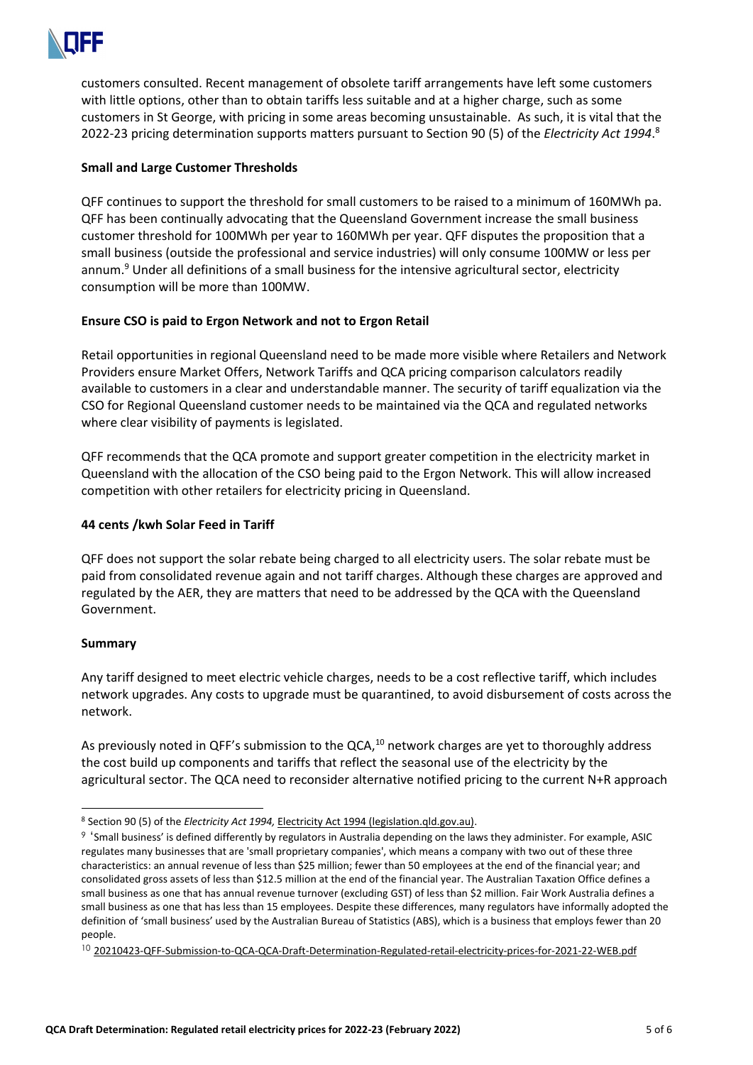customers consulted. Recent management of obsolete tariff arrangements have left some customers with little options, other than to obtain tariffs less suitable and at a higher charge, such as some customers in St George, with pricing in some areas becoming unsustainable. As such, it is vital that the 2022-23 pricing determination supports matters pursuant to Section 90 (5) of the *Electricity Act 1994*.[8]

**Small and Large Customer Thresholds**

QFF continues to support the threshold for small customers to be raised to a minimum of 160MWh pa. QFF has been continually advocating that the Queensland Government increase the small business customer threshold for 100MWh per year to 160MWh per year. QFF disputes the proposition that a small business (outside the professional and service industries) will only consume 100MW or less per annum.[9] Under all definitions of a small business for the intensive agricultural sector, electricity consumption will be more than 100MW.

**Ensure CSO is paid to Ergon Network and not to Ergon Retail**

Retail opportunities in regional Queensland need to be made more visible where Retailers and Network Providers ensure Market Offers, Network Tariffs and QCA pricing comparison calculators readily available to customers in a clear and understandable manner. The security of tariff equalization via the CSO for Regional Queensland customer needs to be maintained via the QCA and regulated networks where clear visibility of payments is legislated.

QFF recommends that the QCA promote and support greater competition in the electricity market in Queensland with the allocation of the CSO being paid to the Ergon Network. This will allow increased competition with other retailers for electricity pricing in Queensland.

**44 cents /kwh Solar Feed in Tariff**

QFF does not support the solar rebate being charged to all electricity users. The solar rebate must be paid from consolidated revenue again and not tariff charges. Although these charges are approved and regulated by the AER, they are matters that need to be addressed by the QCA with the Queensland Government.

**Summary**

Any tariff designed to meet electric vehicle charges, needs to be a cost reflective tariff, which includes network upgrades. Any costs to upgrade must be quarantined, to avoid disbursement of costs across the network.

As previously noted in QFF's submission to the QCA,[10] network charges are yet to thoroughly address the cost build up components and tariffs that reflect the seasonal use of the electricity by the agricultural sector. The QCA need to reconsider alternative notified pricing to the current N+R approach

---

[8] Section 90 (5) of the *Electricity Act 1994,* Electricity Act 1994 (legislation.qld.gov.au).

[9] 'Small business' is defined differently by regulators in Australia depending on the laws they administer. For example, ASIC regulates many businesses that are 'small proprietary companies', which means a company with two out of these three characteristics: an annual revenue of less than $25 million; fewer than 50 employees at the end of the financial year; and consolidated gross assets of less than $12.5 million at the end of the financial year. The Australian Taxation Office defines a small business as one that has annual revenue turnover (excluding GST) of less than $2 million. Fair Work Australia defines a small business as one that has less than 15 employees. Despite these differences, many regulators have informally adopted the definition of 'small business' used by the Australian Bureau of Statistics (ABS), which is a business that employs fewer than 20 people.

[10] 20210423-QFF-Submission-to-QCA-QCA-Draft-Determination-Regulated-retail-electricity-prices-for-2021-22-WEB.pdf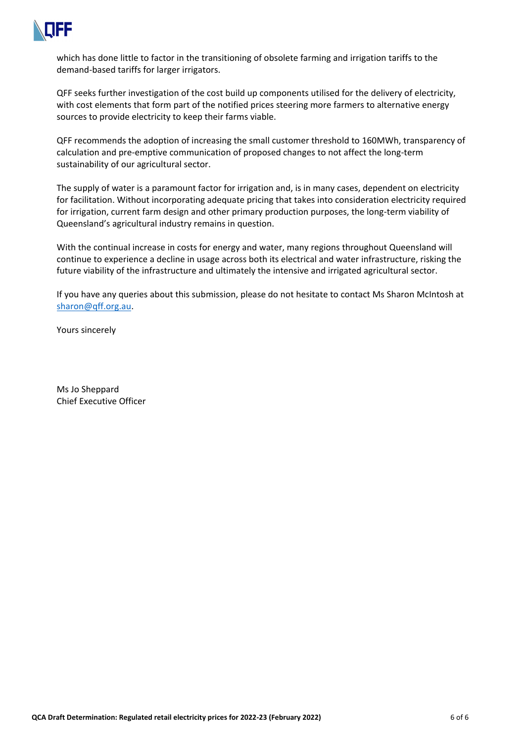which has done little to factor in the transitioning of obsolete farming and irrigation tariffs to the demand-based tariffs for larger irrigators.

QFF seeks further investigation of the cost build up components utilised for the delivery of electricity, with cost elements that form part of the notified prices steering more farmers to alternative energy sources to provide electricity to keep their farms viable.

QFF recommends the adoption of increasing the small customer threshold to 160MWh, transparency of calculation and pre-emptive communication of proposed changes to not affect the long-term sustainability of our agricultural sector.

The supply of water is a paramount factor for irrigation and, is in many cases, dependent on electricity for facilitation. Without incorporating adequate pricing that takes into consideration electricity required for irrigation, current farm design and other primary production purposes, the long-term viability of Queensland's agricultural industry remains in question.

With the continual increase in costs for energy and water, many regions throughout Queensland will continue to experience a decline in usage across both its electrical and water infrastructure, risking the future viability of the infrastructure and ultimately the intensive and irrigated agricultural sector.

If you have any queries about this submission, please do not hesitate to contact Ms Sharon McIntosh at sharon@qff.org.au.

Yours sincerely

Ms Jo Sheppard
Chief Executive Officer